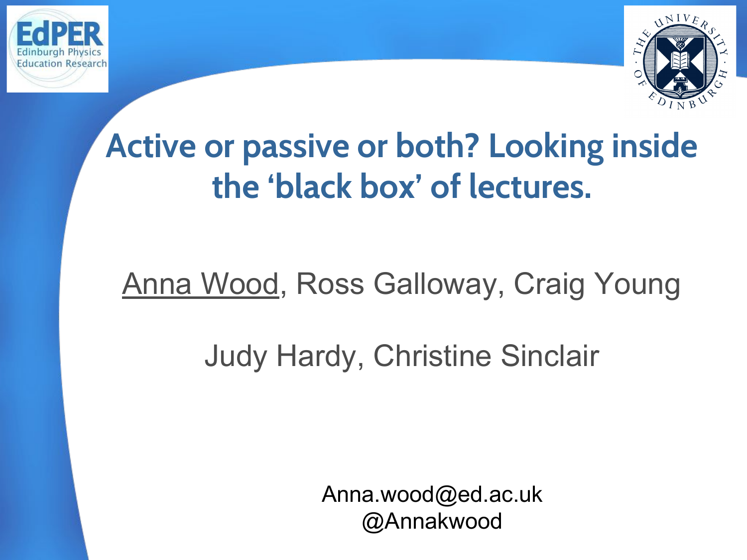# Active or passive or both? Looking inside the 'black box' of lectures.

Anna Wood, Ross Galloway, Craig Young

Judy Hardy, Christine Sinclair

Anna.wood@ed.ac.uk
@Annakwood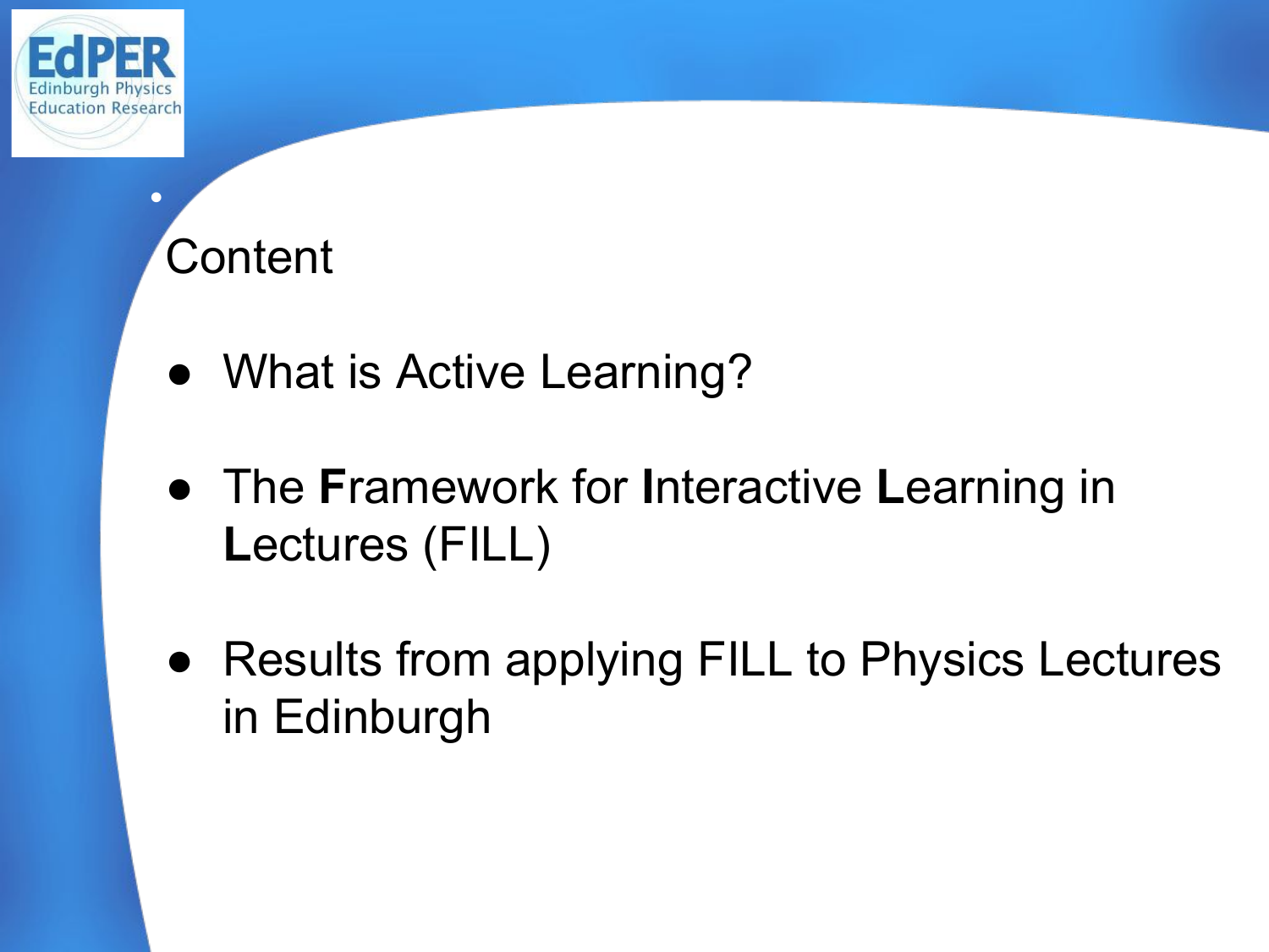# Content

- What is Active Learning?
- The **F**ramework for **I**nteractive **L**earning in **L**ectures (FILL)
- Results from applying FILL to Physics Lectures in Edinburgh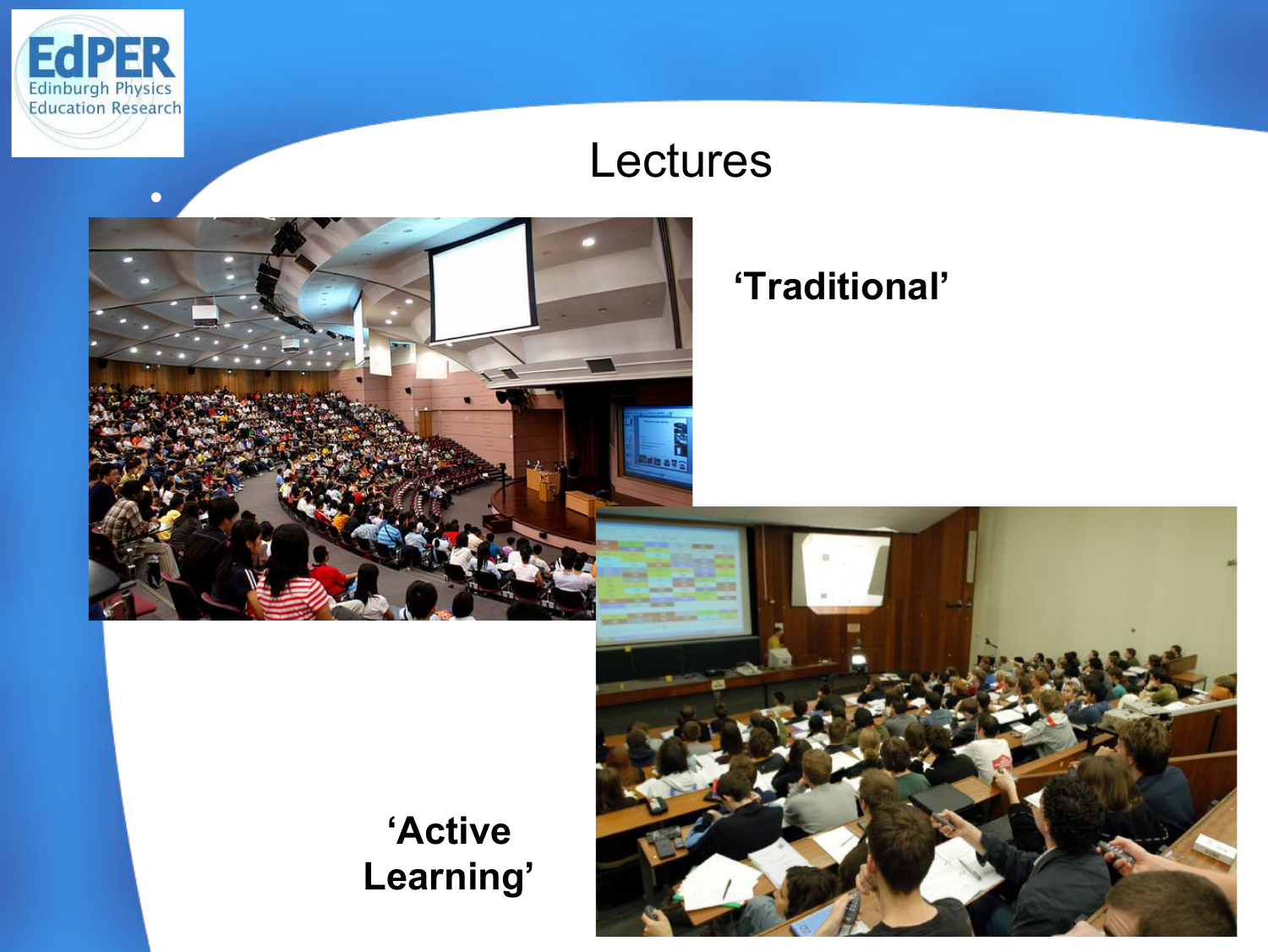# Lectures

**'Traditional'**

**'Active Learning'**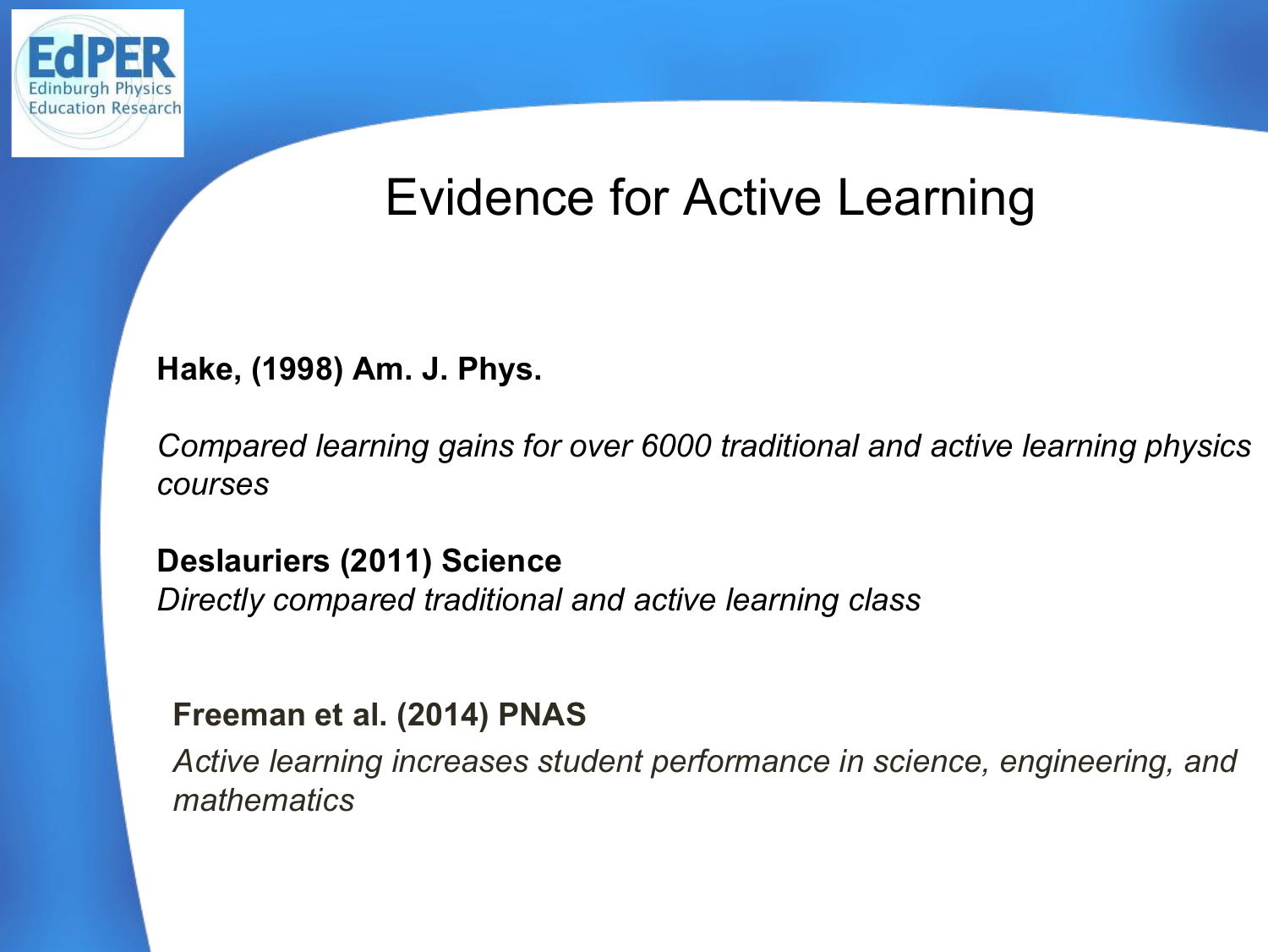# Evidence for Active Learning

**Hake, (1998) Am. J. Phys.**

*Compared learning gains for over 6000 traditional and active learning physics courses*

**Deslauriers (2011) Science**
*Directly compared traditional and active learning class*

**Freeman et al. (2014) PNAS**

*Active learning increases student performance in science, engineering, and mathematics*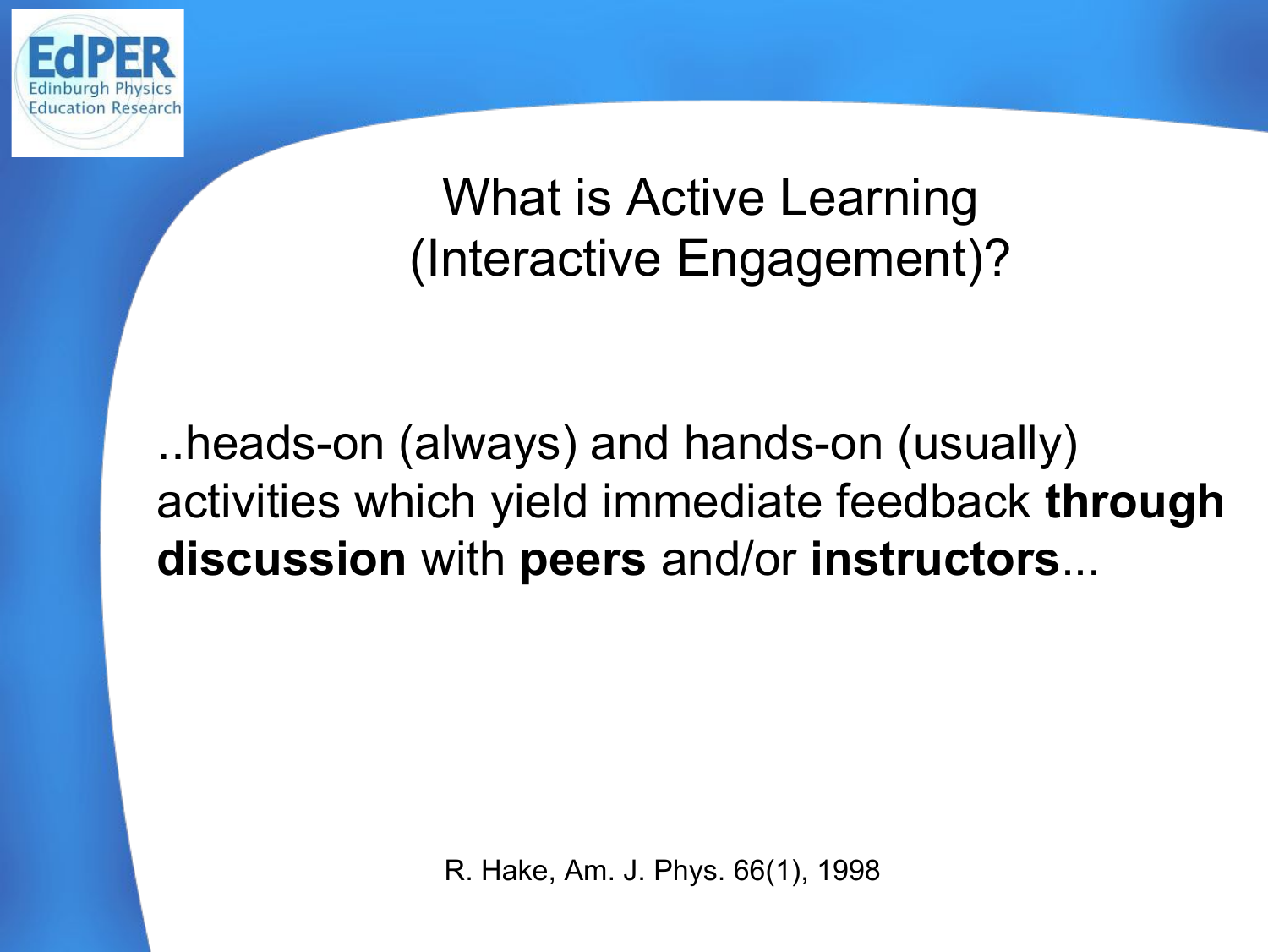# What is Active Learning (Interactive Engagement)?

..heads-on (always) and hands-on (usually) activities which yield immediate feedback **through discussion** with **peers** and/or **instructors**...

R. Hake, Am. J. Phys. 66(1), 1998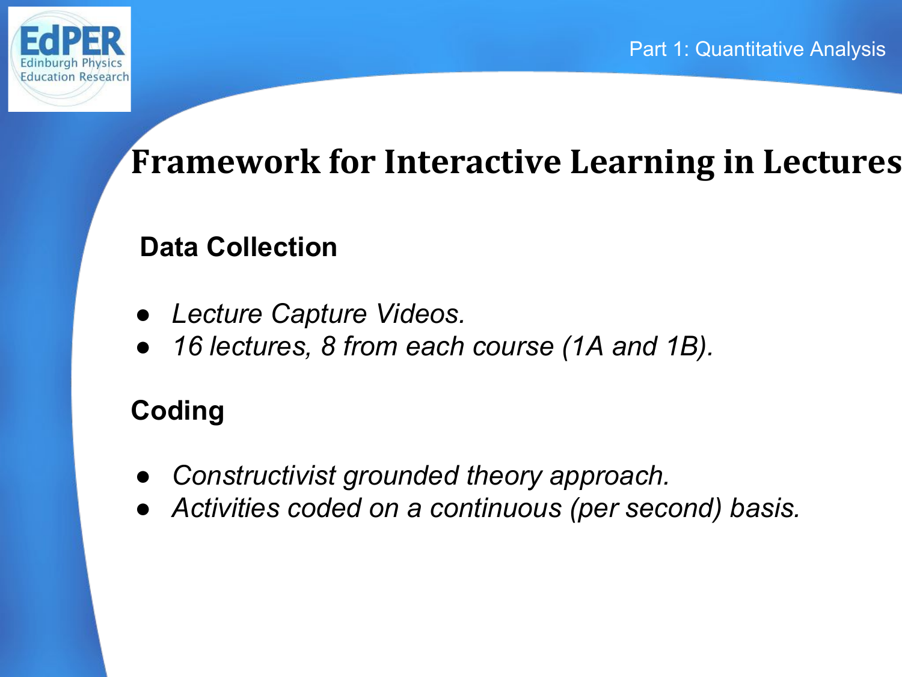# Framework for Interactive Learning in Lectures

## Data Collection

- *Lecture Capture Videos.*
- *16 lectures, 8 from each course (1A and 1B).*

## Coding

- *Constructivist grounded theory approach.*
- *Activities coded on a continuous (per second) basis.*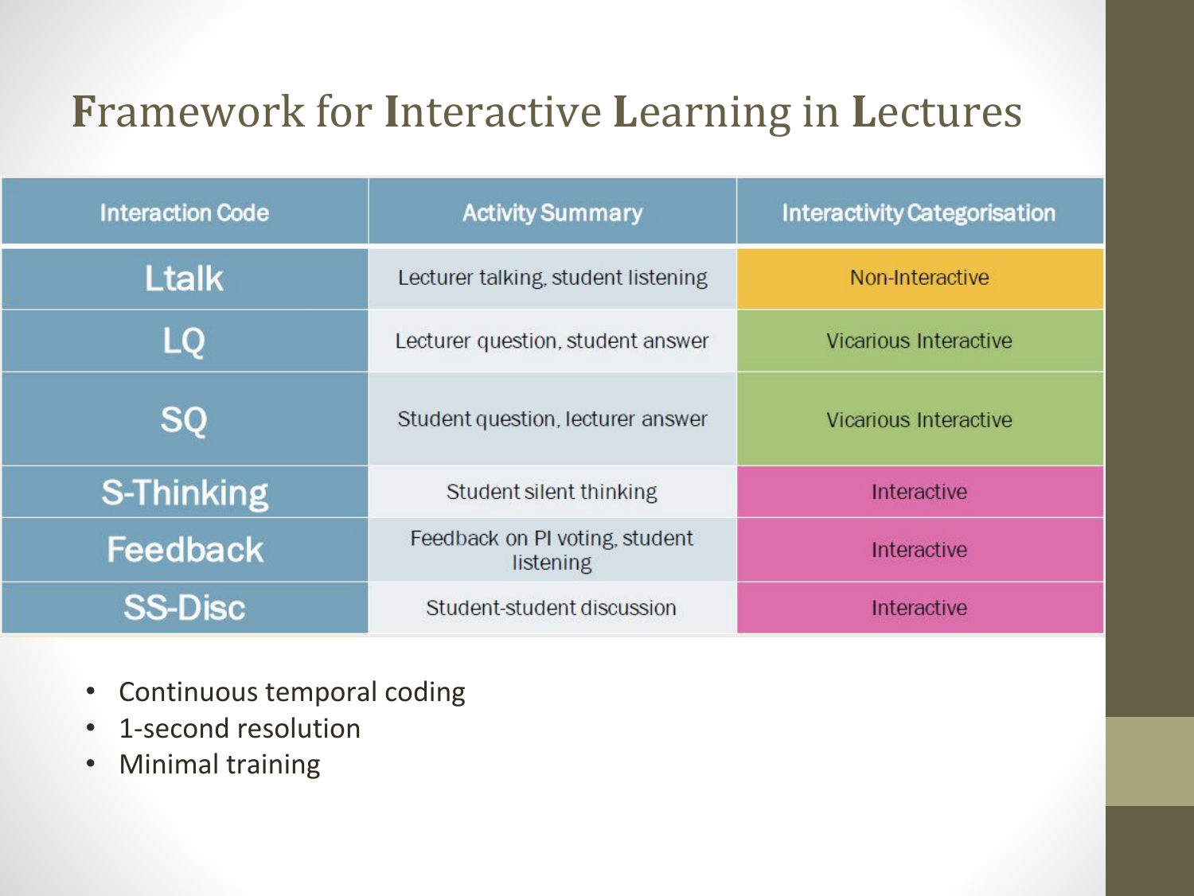# Framework for Interactive Learning in Lectures

| Interaction Code | Activity Summary | Interactivity Categorisation |
|---|---|---|
| Ltalk | Lecturer talking, student listening | Non-Interactive |
| LQ | Lecturer question, student answer | Vicarious Interactive |
| SQ | Student question, lecturer answer | Vicarious Interactive |
| S-Thinking | Student silent thinking | Interactive |
| Feedback | Feedback on PI voting, student listening | Interactive |
| SS-Disc | Student-student discussion | Interactive |

- Continuous temporal coding
- 1-second resolution
- Minimal training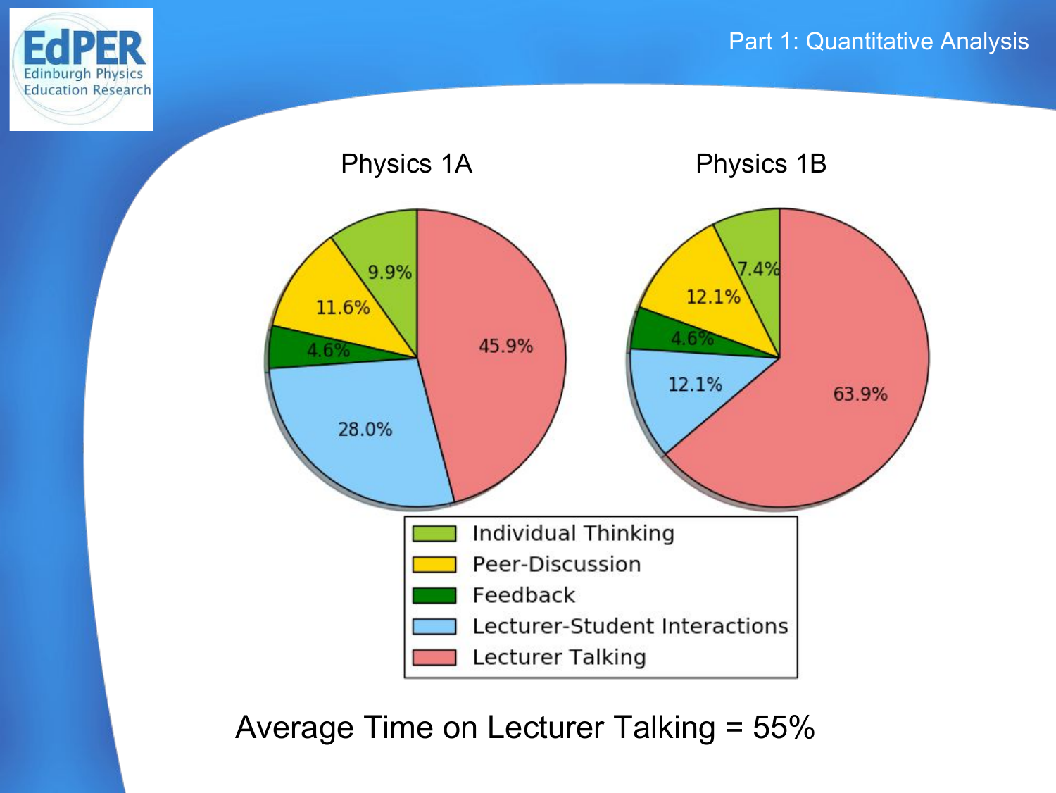# Part 1: Quantitative Analysis

| | Physics 1A | Physics 1B |
|---|---|---|
| Individual Thinking | 9.9% | 7.4% |
| Peer-Discussion | 11.6% | 12.1% |
| Feedback | 4.6% | 4.6% |
| Lecturer-Student Interactions | 28.0% | 12.1% |
| Lecturer Talking | 45.9% | 63.9% |

Average Time on Lecturer Talking = 55%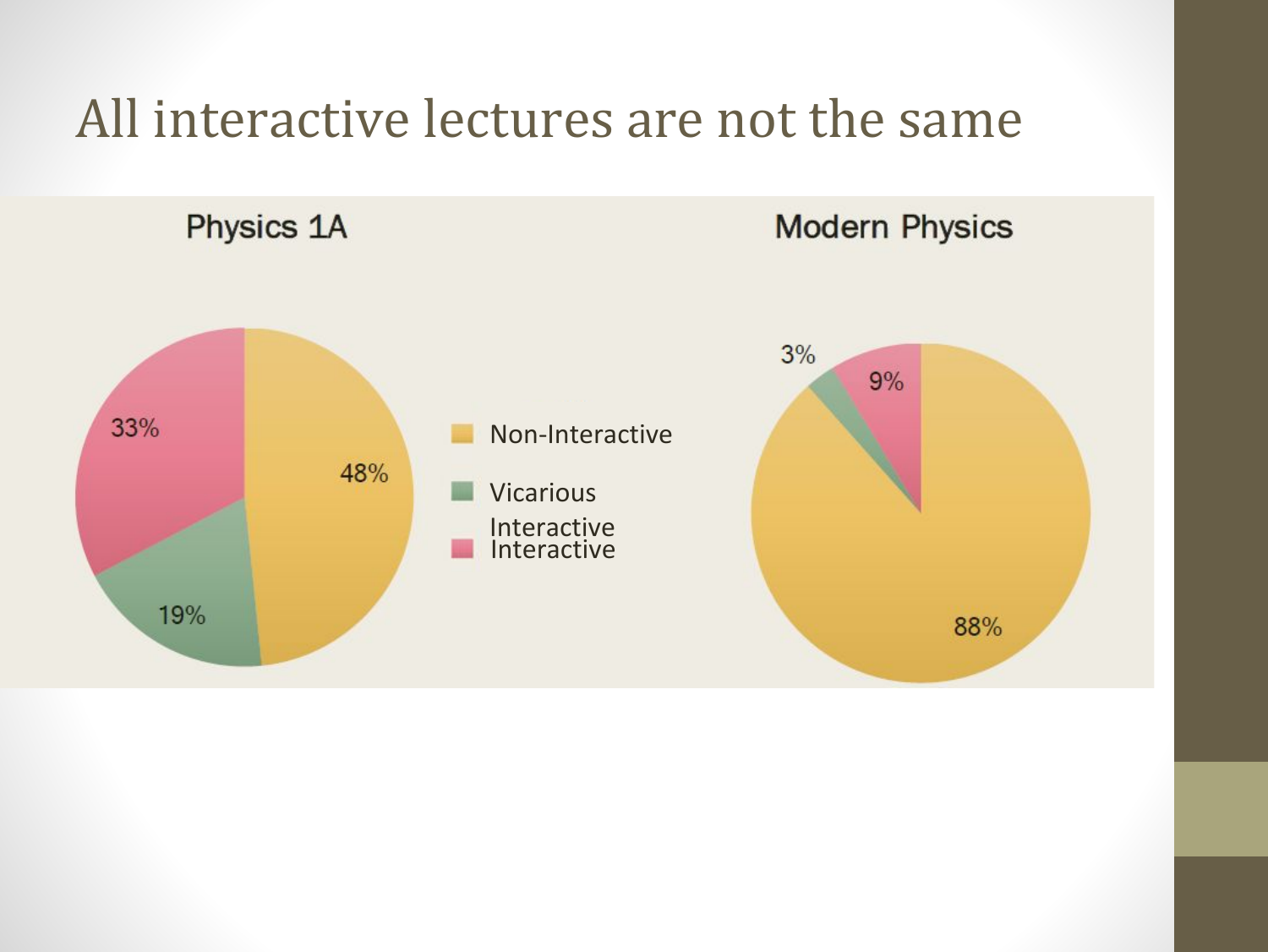# All interactive lectures are not the same

| | Physics 1A | Modern Physics |
|---|---|---|
| Non-Interactive | 48% | 88% |
| Vicarious Interactive | 19% | 3% |
| Interactive | 33% | 9% |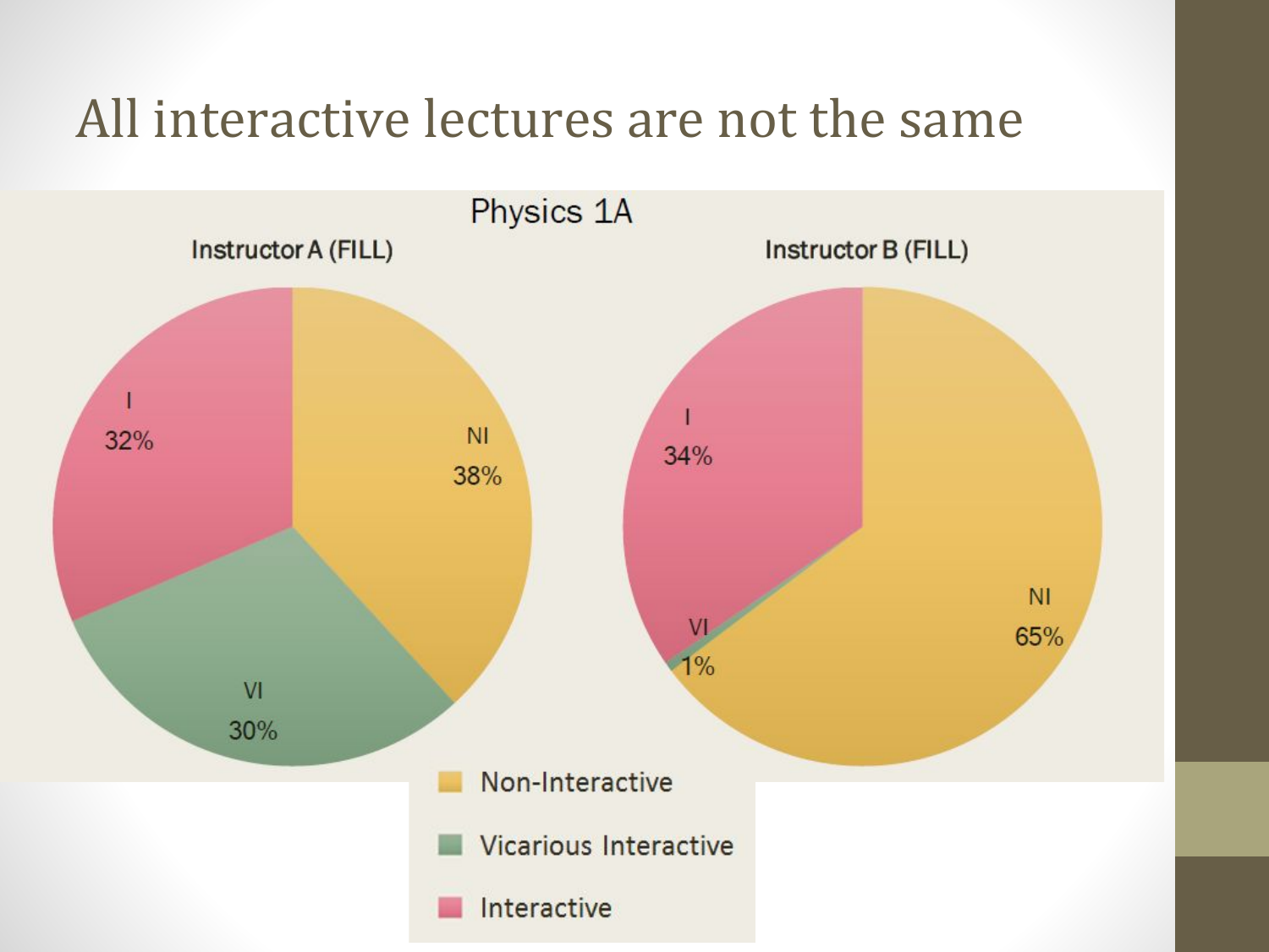# All interactive lectures are not the same

Physics 1A

Instructor A (FILL)

- I 32%
- NI 38%
- VI 30%

Instructor B (FILL)

- I 34%
- VI 1%
- NI 65%

Non-Interactive

Vicarious Interactive

Interactive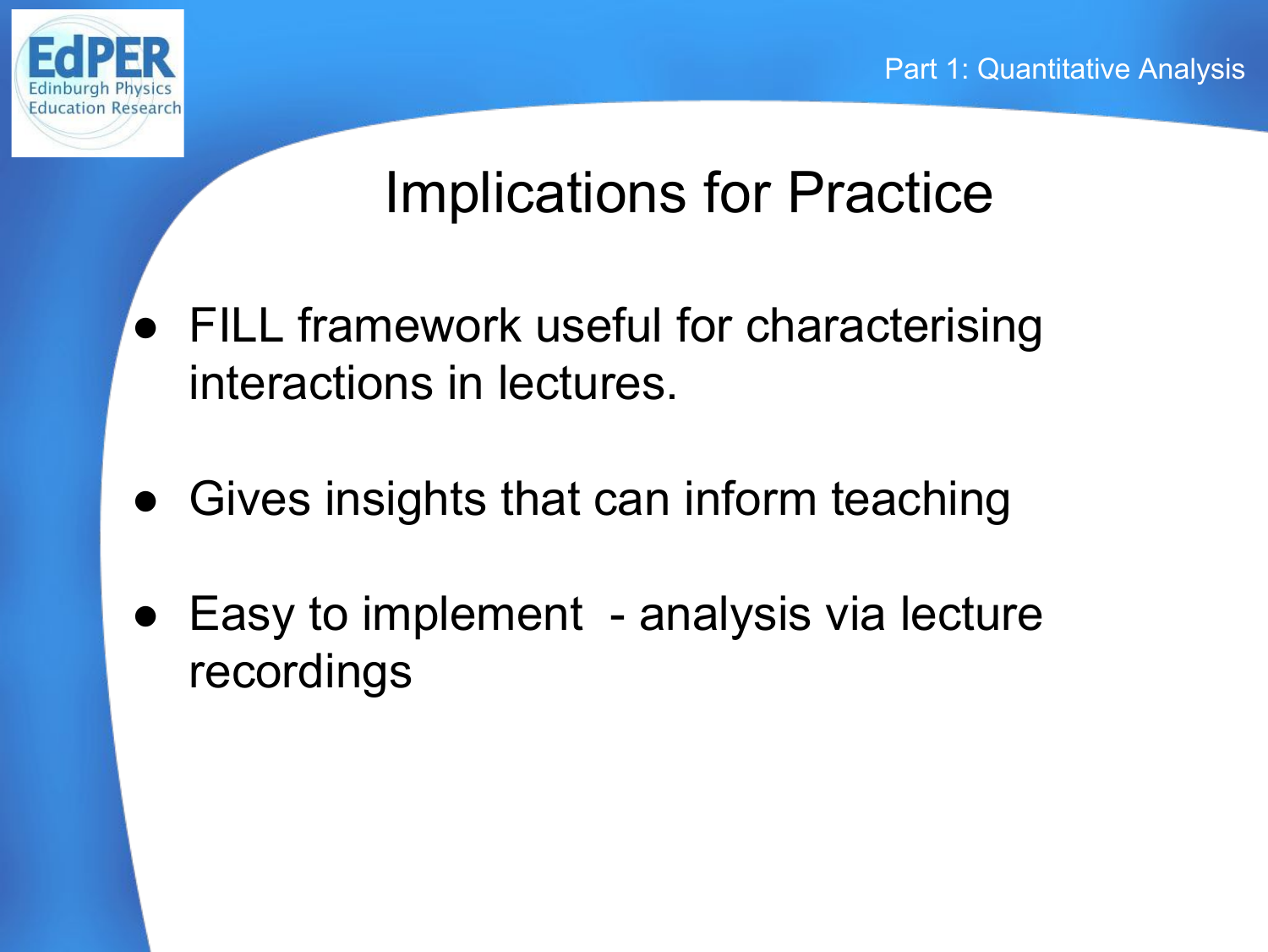# Implications for Practice

- FILL framework useful for characterising interactions in lectures.
- Gives insights that can inform teaching
- Easy to implement - analysis via lecture recordings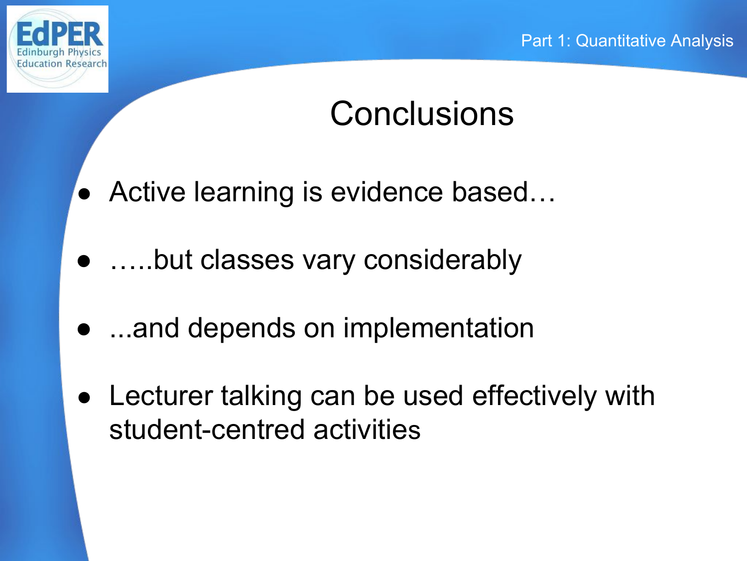# Conclusions

- Active learning is evidence based…
- …..but classes vary considerably
- ...and depends on implementation
- Lecturer talking can be used effectively with student-centred activities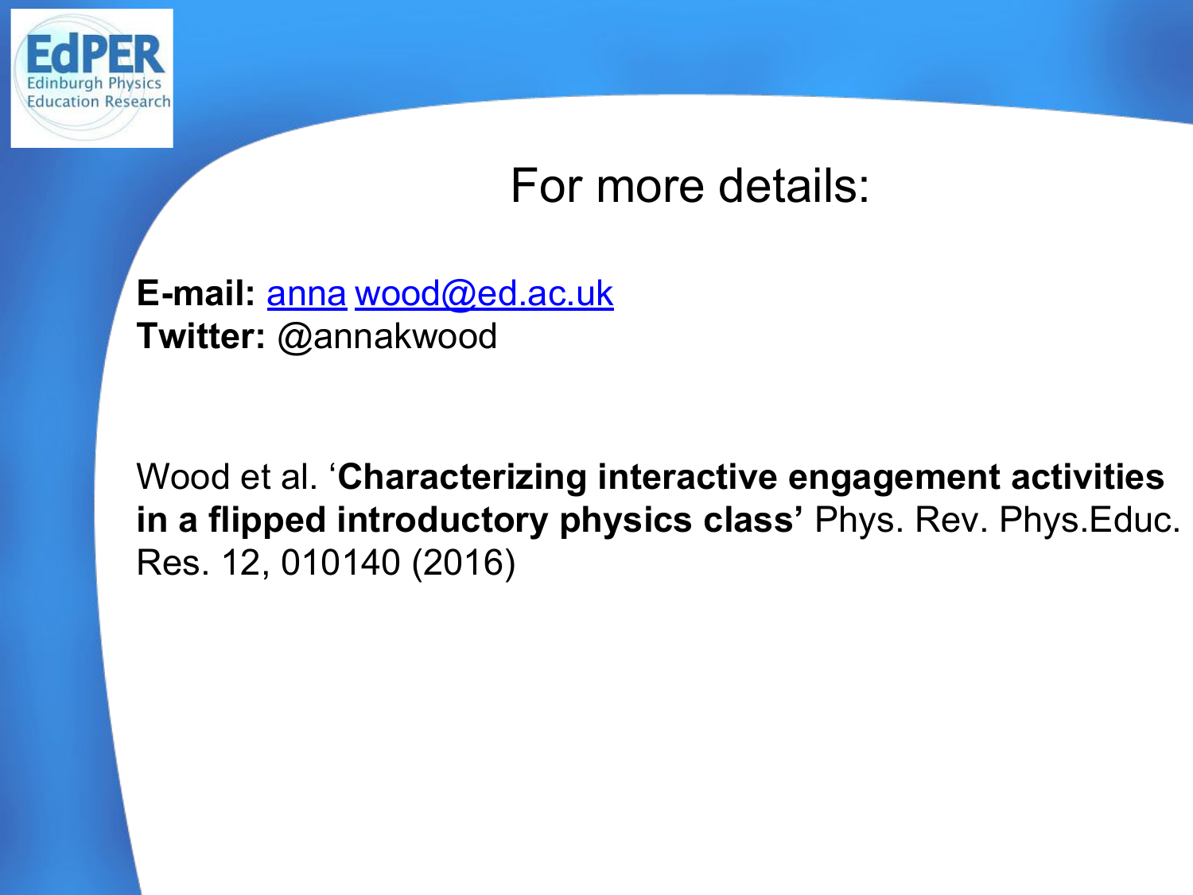# For more details:

**E-mail:** anna wood@ed.ac.uk
**Twitter:** @annakwood

Wood et al. '**Characterizing interactive engagement activities in a flipped introductory physics class'** Phys. Rev. Phys.Educ. Res. 12, 010140 (2016)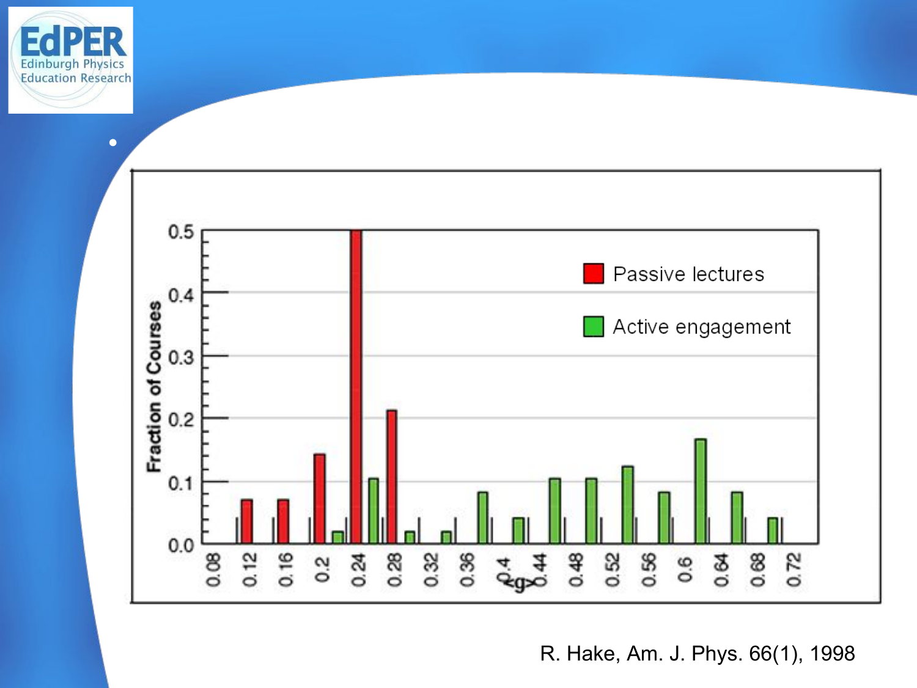| Bin | Passive lectures | Active engagement |
| --- | --- | --- |
| 0.12 | ≈0.07 | |
| 0.16 | ≈0.07 | |
| 0.2 | ≈0.14 | ≈0.02 |
| 0.24 | 0.5 | ≈0.10 |
| 0.28 | ≈0.21 | ≈0.02 |
| 0.32 | | ≈0.02 |
| 0.36 | | ≈0.08 |
| 0.4 | | ≈0.04 |
| 0.44 | | ≈0.10 |
| 0.48 | | ≈0.10 |
| 0.52 | | ≈0.12 |
| 0.56 | | ≈0.08 |
| 0.6 | | ≈0.16 |
| 0.64 | | ≈0.08 |
| 0.68 | | ≈0.04 |

Axes: Fraction of Courses (0.0–0.5) vs. <g> (0.08–0.72)

R. Hake, Am. J. Phys. 66(1), 1998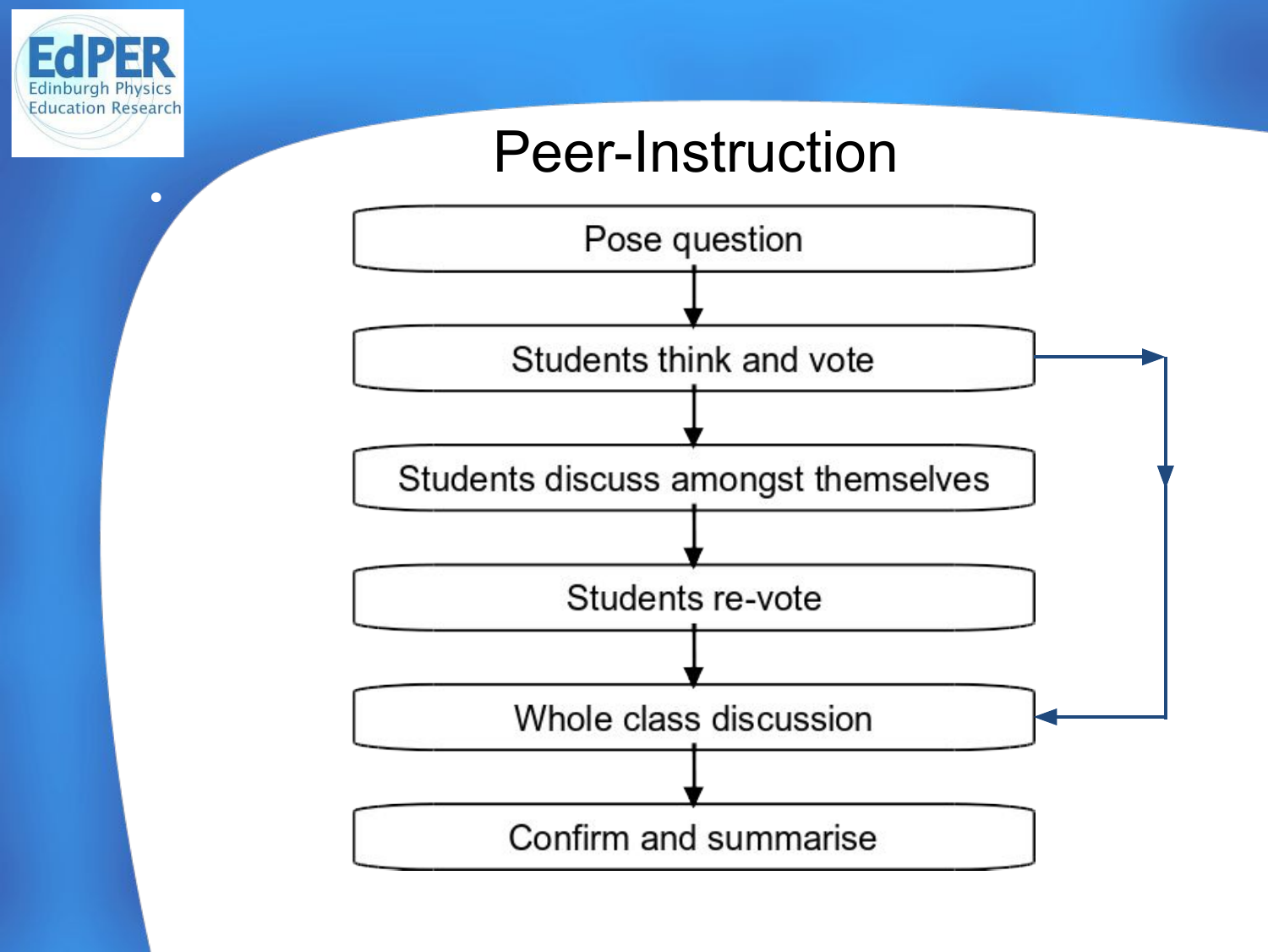# Peer-Instruction

- Pose question
- Students think and vote
- Students discuss amongst themselves
- Students re-vote
- Whole class discussion
- Confirm and summarise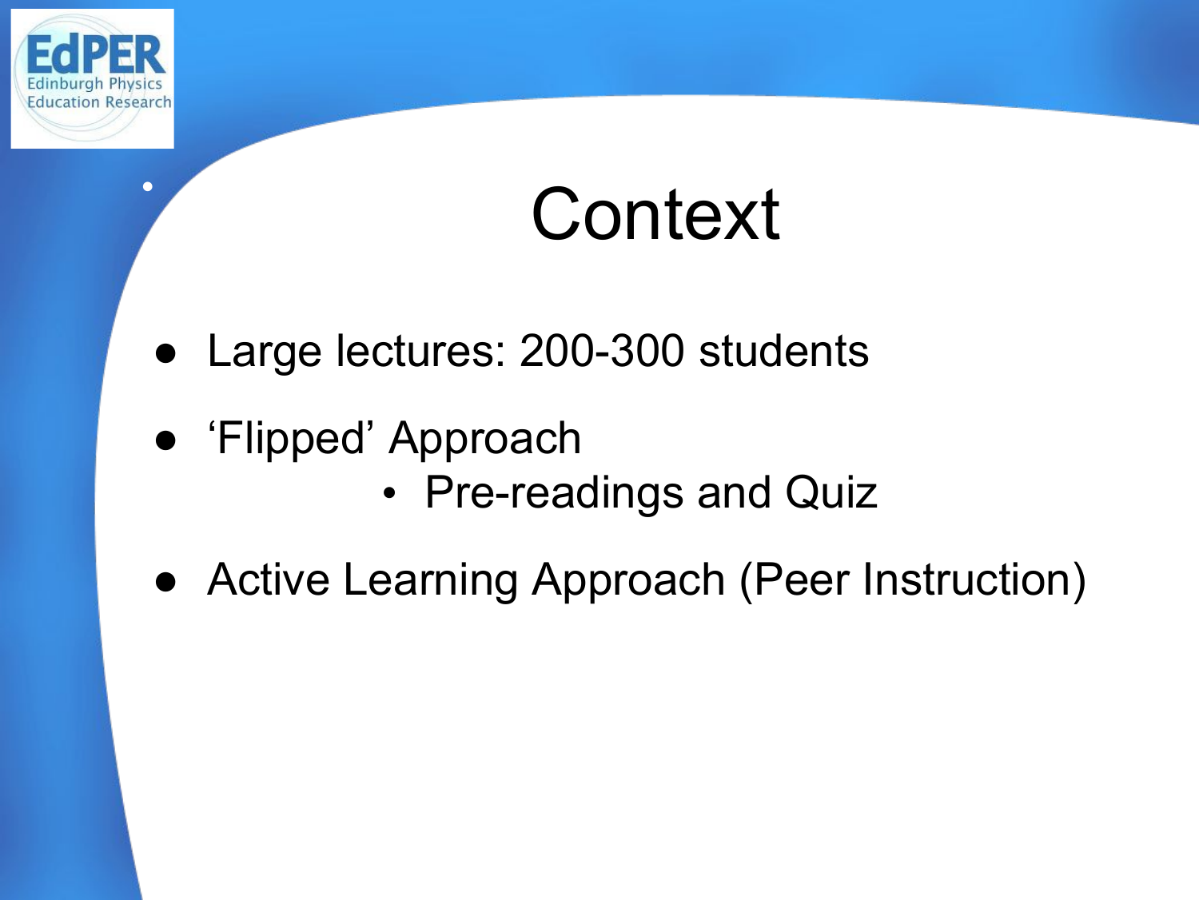# Context

- Large lectures: 200-300 students
- ‘Flipped’ Approach
    - Pre-readings and Quiz
- Active Learning Approach (Peer Instruction)